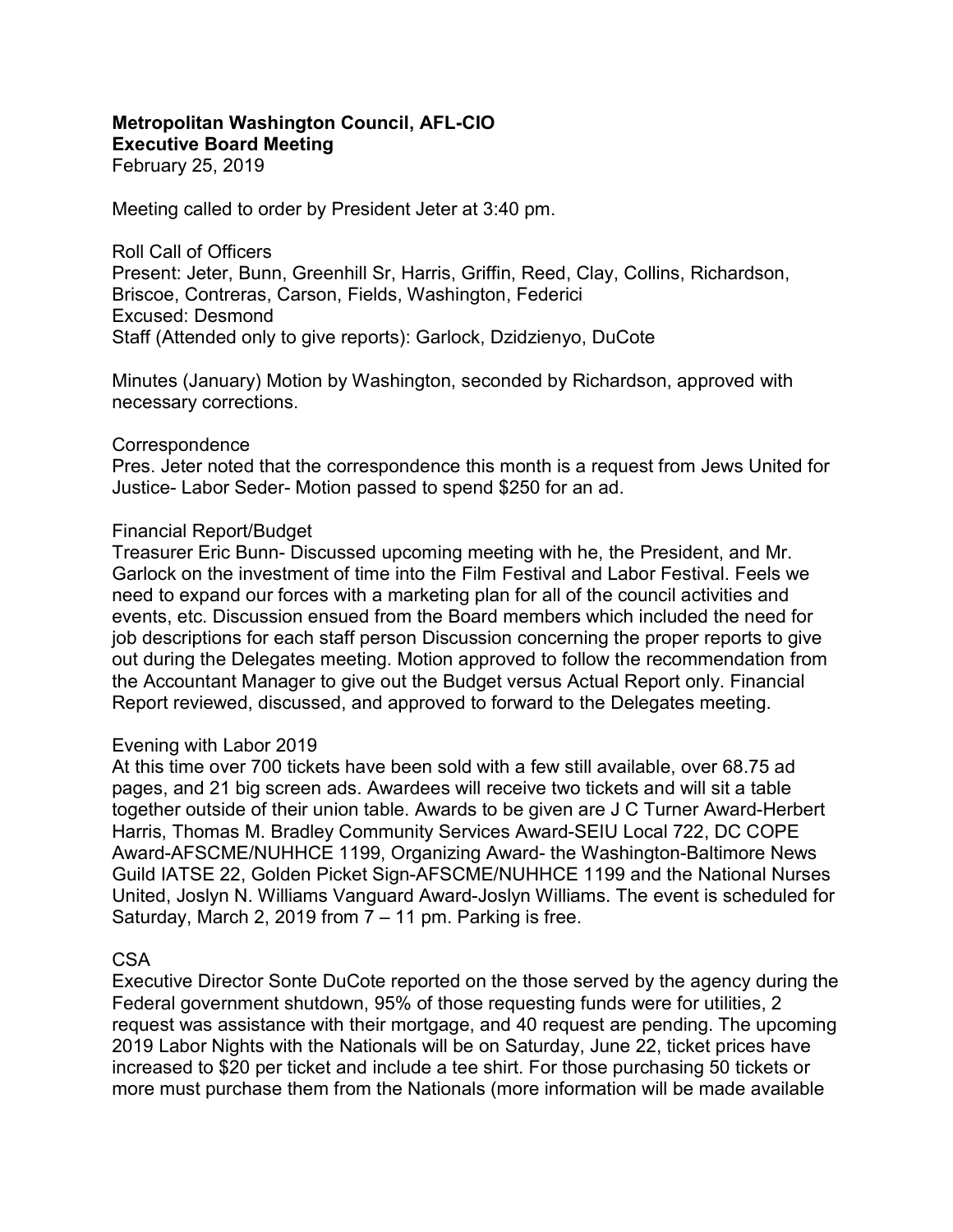**Metropolitan Washington Council, AFL-CIO**
**Executive Board Meeting**
February 25, 2019

Meeting called to order by President Jeter at 3:40 pm.

Roll Call of Officers
Present: Jeter, Bunn, Greenhill Sr, Harris, Griffin, Reed, Clay, Collins, Richardson, Briscoe, Contreras, Carson, Fields, Washington, Federici
Excused: Desmond
Staff (Attended only to give reports): Garlock, Dzidzienyo, DuCote

Minutes (January) Motion by Washington, seconded by Richardson, approved with necessary corrections.

Correspondence
Pres. Jeter noted that the correspondence this month is a request from Jews United for Justice- Labor Seder- Motion passed to spend $250 for an ad.

Financial Report/Budget
Treasurer Eric Bunn- Discussed upcoming meeting with he, the President, and Mr. Garlock on the investment of time into the Film Festival and Labor Festival. Feels we need to expand our forces with a marketing plan for all of the council activities and events, etc. Discussion ensued from the Board members which included the need for job descriptions for each staff person Discussion concerning the proper reports to give out during the Delegates meeting. Motion approved to follow the recommendation from the Accountant Manager to give out the Budget versus Actual Report only. Financial Report reviewed, discussed, and approved to forward to the Delegates meeting.

Evening with Labor 2019
At this time over 700 tickets have been sold with a few still available, over 68.75 ad pages, and 21 big screen ads. Awardees will receive two tickets and will sit a table together outside of their union table. Awards to be given are J C Turner Award-Herbert Harris, Thomas M. Bradley Community Services Award-SEIU Local 722, DC COPE Award-AFSCME/NUHHCE 1199, Organizing Award- the Washington-Baltimore News Guild IATSE 22, Golden Picket Sign-AFSCME/NUHHCE 1199 and the National Nurses United, Joslyn N. Williams Vanguard Award-Joslyn Williams. The event is scheduled for Saturday, March 2, 2019 from 7 – 11 pm. Parking is free.

CSA
Executive Director Sonte DuCote reported on the those served by the agency during the Federal government shutdown, 95% of those requesting funds were for utilities, 2 request was assistance with their mortgage, and 40 request are pending. The upcoming 2019 Labor Nights with the Nationals will be on Saturday, June 22, ticket prices have increased to $20 per ticket and include a tee shirt. For those purchasing 50 tickets or more must purchase them from the Nationals (more information will be made available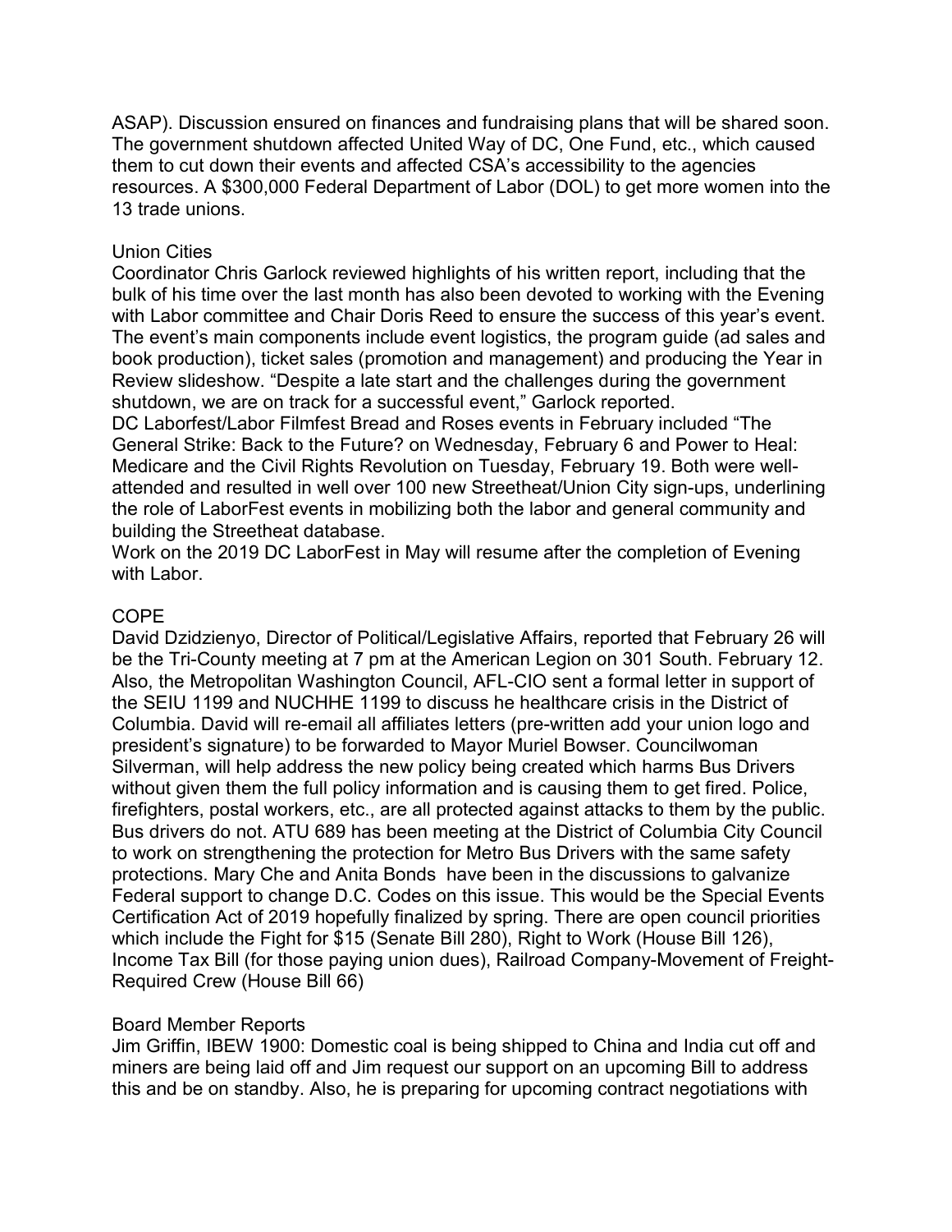ASAP). Discussion ensured on finances and fundraising plans that will be shared soon. The government shutdown affected United Way of DC, One Fund, etc., which caused them to cut down their events and affected CSA's accessibility to the agencies resources. A $300,000 Federal Department of Labor (DOL) to get more women into the 13 trade unions.

## Union Cities

Coordinator Chris Garlock reviewed highlights of his written report, including that the bulk of his time over the last month has also been devoted to working with the Evening with Labor committee and Chair Doris Reed to ensure the success of this year's event. The event's main components include event logistics, the program guide (ad sales and book production), ticket sales (promotion and management) and producing the Year in Review slideshow. "Despite a late start and the challenges during the government shutdown, we are on track for a successful event," Garlock reported.

DC Laborfest/Labor Filmfest Bread and Roses events in February included "The General Strike: Back to the Future? on Wednesday, February 6 and Power to Heal: Medicare and the Civil Rights Revolution on Tuesday, February 19. Both were well-attended and resulted in well over 100 new Streetheat/Union City sign-ups, underlining the role of LaborFest events in mobilizing both the labor and general community and building the Streetheat database.

Work on the 2019 DC LaborFest in May will resume after the completion of Evening with Labor.

## COPE

David Dzidzienyo, Director of Political/Legislative Affairs, reported that February 26 will be the Tri-County meeting at 7 pm at the American Legion on 301 South. February 12. Also, the Metropolitan Washington Council, AFL-CIO sent a formal letter in support of the SEIU 1199 and NUCHHE 1199 to discuss he healthcare crisis in the District of Columbia. David will re-email all affiliates letters (pre-written add your union logo and president's signature) to be forwarded to Mayor Muriel Bowser. Councilwoman Silverman, will help address the new policy being created which harms Bus Drivers without given them the full policy information and is causing them to get fired. Police, firefighters, postal workers, etc., are all protected against attacks to them by the public. Bus drivers do not. ATU 689 has been meeting at the District of Columbia City Council to work on strengthening the protection for Metro Bus Drivers with the same safety protections. Mary Che and Anita Bonds have been in the discussions to galvanize Federal support to change D.C. Codes on this issue. This would be the Special Events Certification Act of 2019 hopefully finalized by spring. There are open council priorities which include the Fight for $15 (Senate Bill 280), Right to Work (House Bill 126), Income Tax Bill (for those paying union dues), Railroad Company-Movement of Freight-Required Crew (House Bill 66)

## Board Member Reports

Jim Griffin, IBEW 1900: Domestic coal is being shipped to China and India cut off and miners are being laid off and Jim request our support on an upcoming Bill to address this and be on standby. Also, he is preparing for upcoming contract negotiations with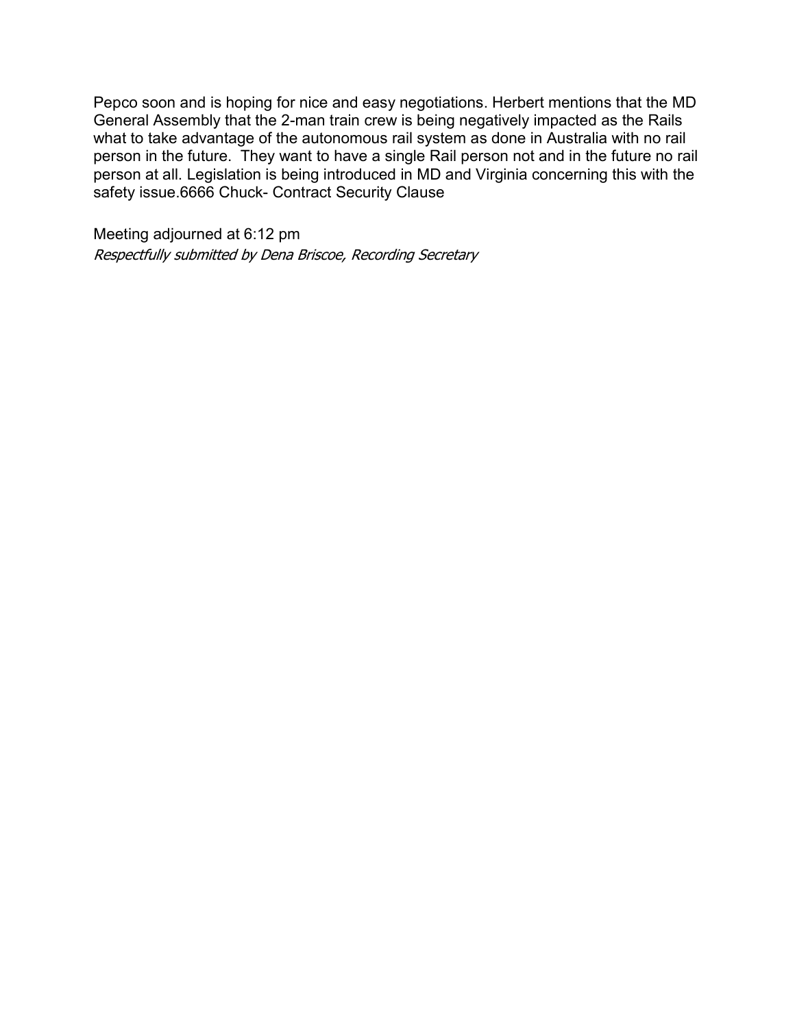Pepco soon and is hoping for nice and easy negotiations. Herbert mentions that the MD General Assembly that the 2-man train crew is being negatively impacted as the Rails what to take advantage of the autonomous rail system as done in Australia with no rail person in the future.  They want to have a single Rail person not and in the future no rail person at all. Legislation is being introduced in MD and Virginia concerning this with the safety issue.6666 Chuck- Contract Security Clause

Meeting adjourned at 6:12 pm
*Respectfully submitted by Dena Briscoe, Recording Secretary*